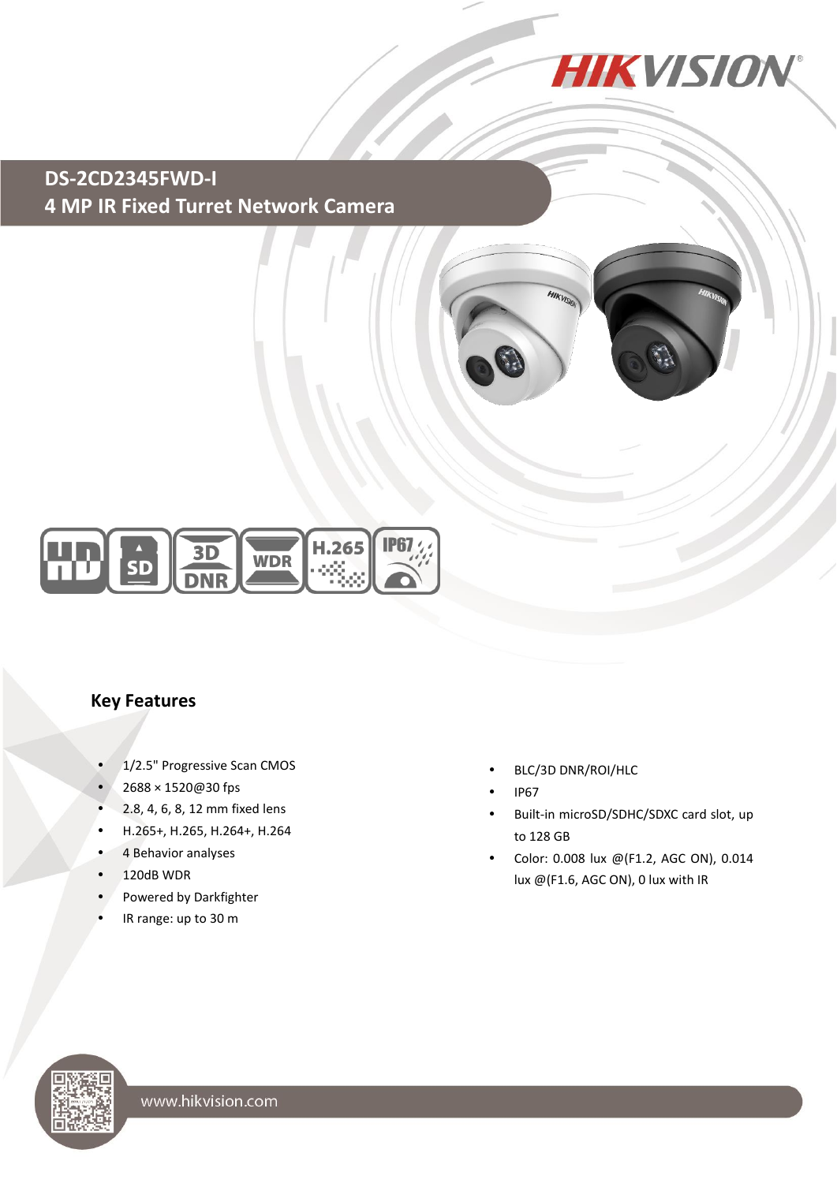# DS-2CD2345FWD-I

## 4 MP IR Fixed Turret Network Camera

### Key Features

- 1/2.5" Progressive Scan CMOS
- 2688 × 1520@30 fps
- 2.8, 4, 6, 8, 12 mm fixed lens
- H.265+, H.265, H.264+, H.264
- 4 Behavior analyses
- 120dB WDR
- Powered by Darkfighter
- IR range: up to 30 m
- BLC/3D DNR/ROI/HLC
- IP67
- Built-in microSD/SDHC/SDXC card slot, up to 128 GB
- Color: 0.008 lux @(F1.2, AGC ON), 0.014 lux @(F1.6, AGC ON), 0 lux with IR

www.hikvision.com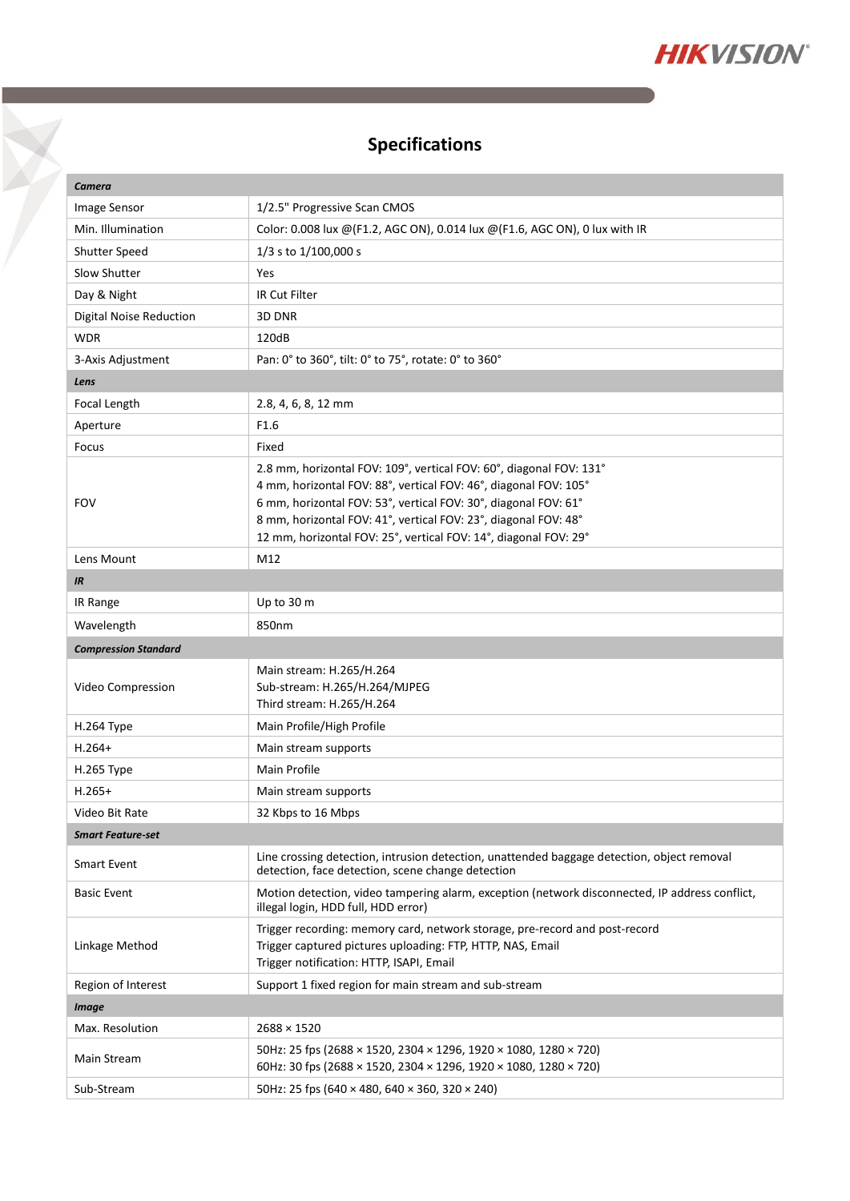# Specifications

| ***Camera*** | |
|---|---|
| Image Sensor | 1/2.5" Progressive Scan CMOS |
| Min. Illumination | Color: 0.008 lux @(F1.2, AGC ON), 0.014 lux @(F1.6, AGC ON), 0 lux with IR |
| Shutter Speed | 1/3 s to 1/100,000 s |
| Slow Shutter | Yes |
| Day & Night | IR Cut Filter |
| Digital Noise Reduction | 3D DNR |
| WDR | 120dB |
| 3-Axis Adjustment | Pan: 0° to 360°, tilt: 0° to 75°, rotate: 0° to 360° |
| ***Lens*** | |
| Focal Length | 2.8, 4, 6, 8, 12 mm |
| Aperture | F1.6 |
| Focus | Fixed |
| FOV | 2.8 mm, horizontal FOV: 109°, vertical FOV: 60°, diagonal FOV: 131°<br>4 mm, horizontal FOV: 88°, vertical FOV: 46°, diagonal FOV: 105°<br>6 mm, horizontal FOV: 53°, vertical FOV: 30°, diagonal FOV: 61°<br>8 mm, horizontal FOV: 41°, vertical FOV: 23°, diagonal FOV: 48°<br>12 mm, horizontal FOV: 25°, vertical FOV: 14°, diagonal FOV: 29° |
| Lens Mount | M12 |
| ***IR*** | |
| IR Range | Up to 30 m |
| Wavelength | 850nm |
| ***Compression Standard*** | |
| Video Compression | Main stream: H.265/H.264<br>Sub-stream: H.265/H.264/MJPEG<br>Third stream: H.265/H.264 |
| H.264 Type | Main Profile/High Profile |
| H.264+ | Main stream supports |
| H.265 Type | Main Profile |
| H.265+ | Main stream supports |
| Video Bit Rate | 32 Kbps to 16 Mbps |
| ***Smart Feature-set*** | |
| Smart Event | Line crossing detection, intrusion detection, unattended baggage detection, object removal detection, face detection, scene change detection |
| Basic Event | Motion detection, video tampering alarm, exception (network disconnected, IP address conflict, illegal login, HDD full, HDD error) |
| Linkage Method | Trigger recording: memory card, network storage, pre-record and post-record<br>Trigger captured pictures uploading: FTP, HTTP, NAS, Email<br>Trigger notification: HTTP, ISAPI, Email |
| Region of Interest | Support 1 fixed region for main stream and sub-stream |
| ***Image*** | |
| Max. Resolution | 2688 × 1520 |
| Main Stream | 50Hz: 25 fps (2688 × 1520, 2304 × 1296, 1920 × 1080, 1280 × 720)<br>60Hz: 30 fps (2688 × 1520, 2304 × 1296, 1920 × 1080, 1280 × 720) |
| Sub-Stream | 50Hz: 25 fps (640 × 480, 640 × 360, 320 × 240) |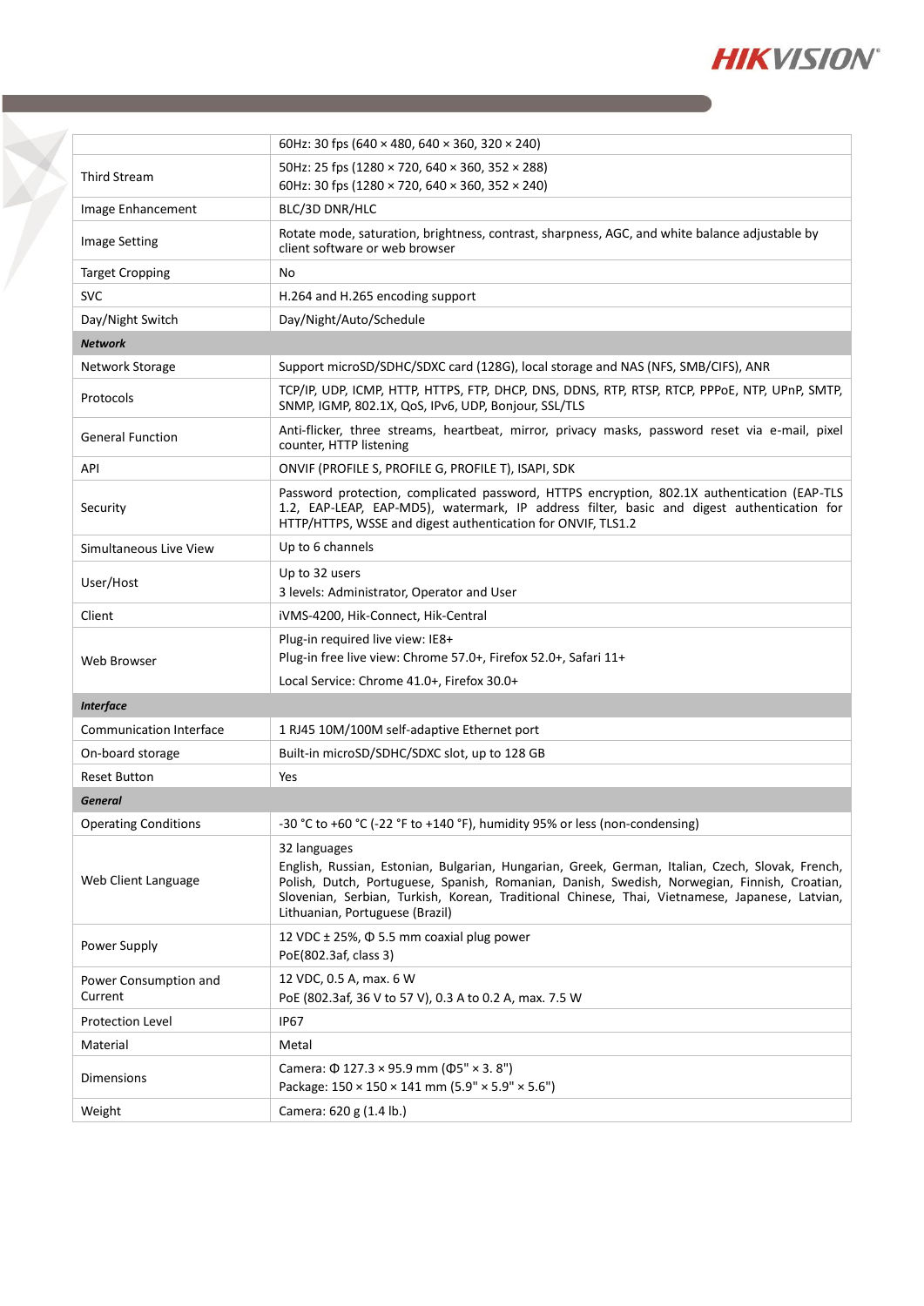| | |
|---|---|
| | 60Hz: 30 fps (640 × 480, 640 × 360, 320 × 240) |
| Third Stream | 50Hz: 25 fps (1280 × 720, 640 × 360, 352 × 288)<br>60Hz: 30 fps (1280 × 720, 640 × 360, 352 × 240) |
| Image Enhancement | BLC/3D DNR/HLC |
| Image Setting | Rotate mode, saturation, brightness, contrast, sharpness, AGC, and white balance adjustable by client software or web browser |
| Target Cropping | No |
| SVC | H.264 and H.265 encoding support |
| Day/Night Switch | Day/Night/Auto/Schedule |
| ***Network*** | |
| Network Storage | Support microSD/SDHC/SDXC card (128G), local storage and NAS (NFS, SMB/CIFS), ANR |
| Protocols | TCP/IP, UDP, ICMP, HTTP, HTTPS, FTP, DHCP, DNS, DDNS, RTP, RTSP, RTCP, PPPoE, NTP, UPnP, SMTP, SNMP, IGMP, 802.1X, QoS, IPv6, UDP, Bonjour, SSL/TLS |
| General Function | Anti-flicker, three streams, heartbeat, mirror, privacy masks, password reset via e-mail, pixel counter, HTTP listening |
| API | ONVIF (PROFILE S, PROFILE G, PROFILE T), ISAPI, SDK |
| Security | Password protection, complicated password, HTTPS encryption, 802.1X authentication (EAP-TLS 1.2, EAP-LEAP, EAP-MD5), watermark, IP address filter, basic and digest authentication for HTTP/HTTPS, WSSE and digest authentication for ONVIF, TLS1.2 |
| Simultaneous Live View | Up to 6 channels |
| User/Host | Up to 32 users<br>3 levels: Administrator, Operator and User |
| Client | iVMS-4200, Hik-Connect, Hik-Central |
| Web Browser | Plug-in required live view: IE8+<br>Plug-in free live view: Chrome 57.0+, Firefox 52.0+, Safari 11+<br>Local Service: Chrome 41.0+, Firefox 30.0+ |
| ***Interface*** | |
| Communication Interface | 1 RJ45 10M/100M self-adaptive Ethernet port |
| On-board storage | Built-in microSD/SDHC/SDXC slot, up to 128 GB |
| Reset Button | Yes |
| ***General*** | |
| Operating Conditions | -30 °C to +60 °C (-22 °F to +140 °F), humidity 95% or less (non-condensing) |
| Web Client Language | 32 languages<br>English, Russian, Estonian, Bulgarian, Hungarian, Greek, German, Italian, Czech, Slovak, French, Polish, Dutch, Portuguese, Spanish, Romanian, Danish, Swedish, Norwegian, Finnish, Croatian, Slovenian, Serbian, Turkish, Korean, Traditional Chinese, Thai, Vietnamese, Japanese, Latvian, Lithuanian, Portuguese (Brazil) |
| Power Supply | 12 VDC ± 25%, Φ 5.5 mm coaxial plug power<br>PoE(802.3af, class 3) |
| Power Consumption and Current | 12 VDC, 0.5 A, max. 6 W<br>PoE (802.3af, 36 V to 57 V), 0.3 A to 0.2 A, max. 7.5 W |
| Protection Level | IP67 |
| Material | Metal |
| Dimensions | Camera: Φ 127.3 × 95.9 mm (Φ5" × 3. 8")<br>Package: 150 × 150 × 141 mm (5.9" × 5.9" × 5.6") |
| Weight | Camera: 620 g (1.4 lb.) |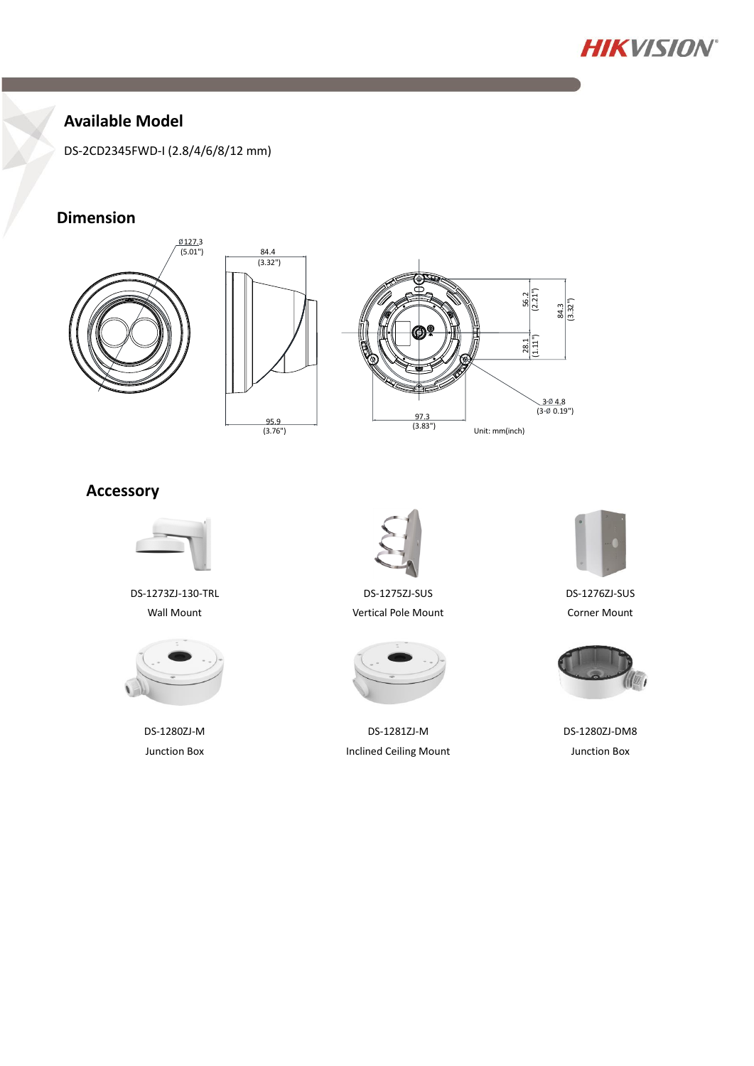## Available Model

DS-2CD2345FWD-I (2.8/4/6/8/12 mm)

## Dimension

Ø127.3 (5.01")

84.4 (3.32")

95.9 (3.76")

56.2 (2.21")

28.1 (1.11")

84.3 (3.32")

3-Ø 4.8 (3-Ø 0.19")

97.3 (3.83")

Unit: mm(inch)

## Accessory

| DS-1273ZJ-130-TRL | DS-1275ZJ-SUS | DS-1276ZJ-SUS |
| --- | --- | --- |
| Wall Mount | Vertical Pole Mount | Corner Mount |
| DS-1280ZJ-M | DS-1281ZJ-M | DS-1280ZJ-DM8 |
| Junction Box | Inclined Ceiling Mount | Junction Box |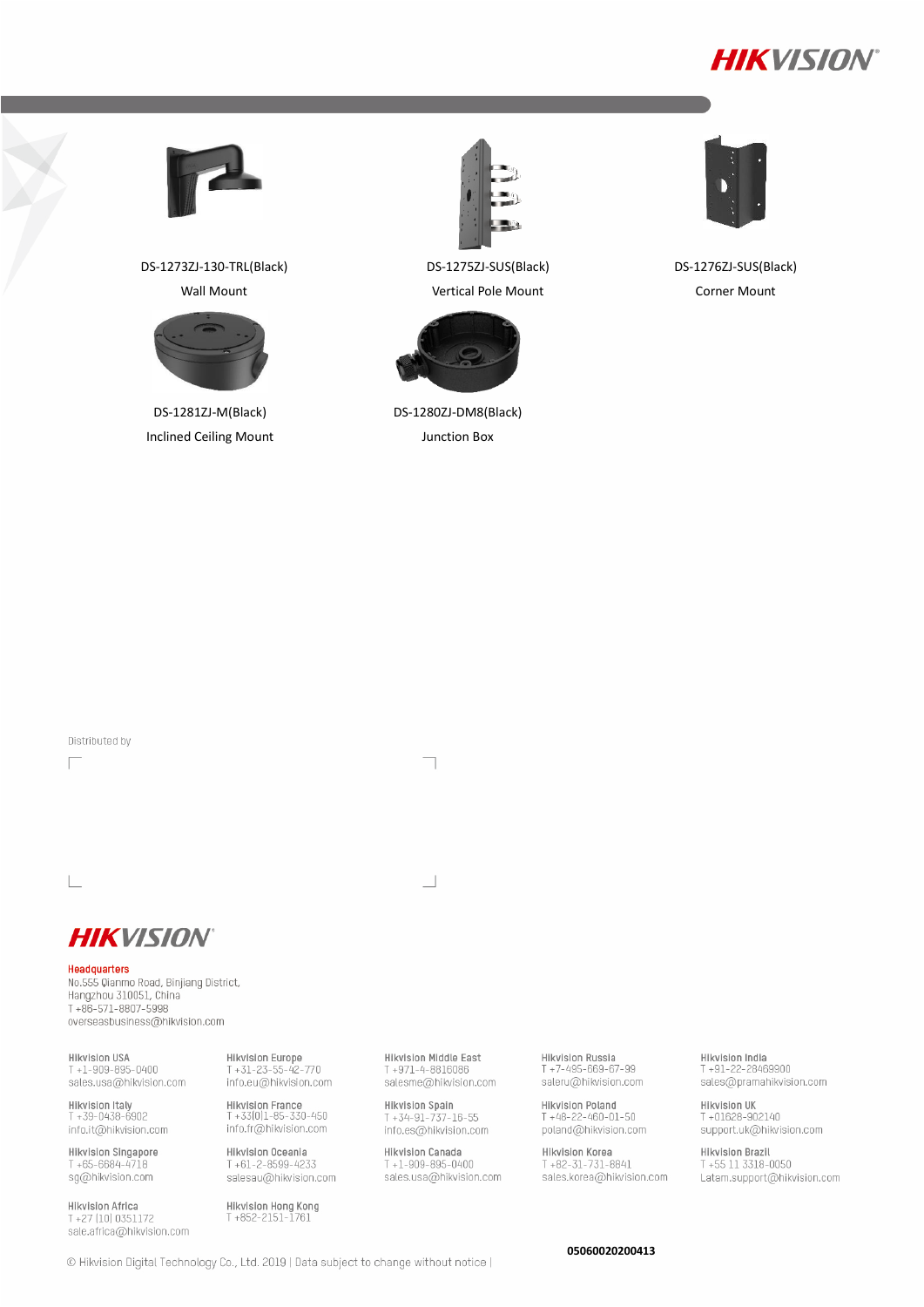DS-1273ZJ-130-TRL(Black)

Wall Mount

DS-1275ZJ-SUS(Black)

Vertical Pole Mount

DS-1276ZJ-SUS(Black)

Corner Mount

DS-1281ZJ-M(Black)

Inclined Ceiling Mount

DS-1280ZJ-DM8(Black)

Junction Box

Distributed by

**Headquarters**
No.555 Qianmo Road, Binjiang District,
Hangzhou 310051, China
T +86-571-8807-5998
overseasbusiness@hikvision.com

**Hikvision USA**
T +1-909-895-0400
sales.usa@hikvision.com

**Hikvision Europe**
T +31-23-55-42-770
info.eu@hikvision.com

**Hikvision Middle East**
T +971-4-8816086
salesme@hikvision.com

**Hikvision Russia**
T +7-495-669-67-99
saleru@hikvision.com

**Hikvision India**
T +91-22-28469900
sales@pramahikvision.com

**Hikvision Italy**
T +39-0438-6902
info.it@hikvision.com

**Hikvision France**
T +33(0)1-85-330-450
info.fr@hikvision.com

**Hikvision Spain**
T +34-91-737-16-55
info.es@hikvision.com

**Hikvision Poland**
T +48-22-460-01-50
poland@hikvision.com

**Hikvision UK**
T +01628-902140
support.uk@hikvision.com

**Hikvision Singapore**
T +65-6684-4718
sg@hikvision.com

**Hikvision Oceania**
T +61-2-8599-4233
salesau@hikvision.com

**Hikvision Canada**
T +1-909-895-0400
sales.usa@hikvision.com

**Hikvision Korea**
T +82-31-731-8841
sales.korea@hikvision.com

**Hikvision Brazil**
T +55 11 3318-0050
Latam.support@hikvision.com

**Hikvision Africa**
T +27 (10) 0351172
sale.africa@hikvision.com

**Hikvision Hong Kong**
T +852-2151-1761

05060020200413

© Hikvision Digital Technology Co., Ltd. 2019 | Data subject to change without notice |